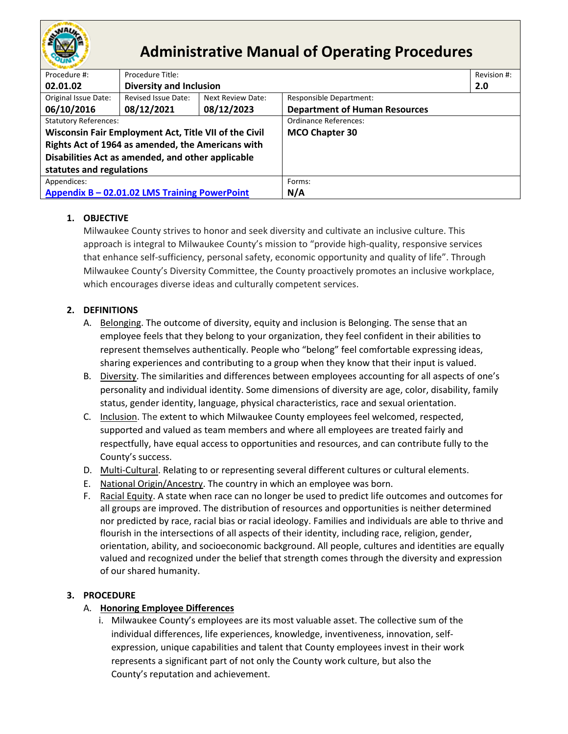# Administrative Manual of Operating Procedures

| Procedure #: | Procedure Title: | | | Revision #: |
|---|---|---|---|---|
| **02.01.02** | **Diversity and Inclusion** | | | **2.0** |
| Original Issue Date: **06/10/2016** | Revised Issue Date: **08/12/2021** | Next Review Date: **08/12/2023** | Responsible Department: **Department of Human Resources** | |
| Statutory References: **Wisconsin Fair Employment Act, Title VII of the Civil Rights Act of 1964 as amended, the Americans with Disabilities Act as amended, and other applicable statutes and regulations** | | | Ordinance References: **MCO Chapter 30** | |
| Appendices: **Appendix B – 02.01.02 LMS Training PowerPoint** | | | Forms: **N/A** | |

1. **OBJECTIVE**
   Milwaukee County strives to honor and seek diversity and cultivate an inclusive culture. This approach is integral to Milwaukee County's mission to "provide high-quality, responsive services that enhance self-sufficiency, personal safety, economic opportunity and quality of life". Through Milwaukee County's Diversity Committee, the County proactively promotes an inclusive workplace, which encourages diverse ideas and culturally competent services.

2. **DEFINITIONS**
   A. Belonging. The outcome of diversity, equity and inclusion is Belonging. The sense that an employee feels that they belong to your organization, they feel confident in their abilities to represent themselves authentically. People who "belong" feel comfortable expressing ideas, sharing experiences and contributing to a group when they know that their input is valued.
   B. Diversity. The similarities and differences between employees accounting for all aspects of one's personality and individual identity. Some dimensions of diversity are age, color, disability, family status, gender identity, language, physical characteristics, race and sexual orientation.
   C. Inclusion. The extent to which Milwaukee County employees feel welcomed, respected, supported and valued as team members and where all employees are treated fairly and respectfully, have equal access to opportunities and resources, and can contribute fully to the County's success.
   D. Multi-Cultural. Relating to or representing several different cultures or cultural elements.
   E. National Origin/Ancestry. The country in which an employee was born.
   F. Racial Equity. A state when race can no longer be used to predict life outcomes and outcomes for all groups are improved. The distribution of resources and opportunities is neither determined nor predicted by race, racial bias or racial ideology. Families and individuals are able to thrive and flourish in the intersections of all aspects of their identity, including race, religion, gender, orientation, ability, and socioeconomic background. All people, cultures and identities are equally valued and recognized under the belief that strength comes through the diversity and expression of our shared humanity.

3. **PROCEDURE**
   A. **Honoring Employee Differences**
      i. Milwaukee County's employees are its most valuable asset. The collective sum of the individual differences, life experiences, knowledge, inventiveness, innovation, self-expression, unique capabilities and talent that County employees invest in their work represents a significant part of not only the County work culture, but also the County's reputation and achievement.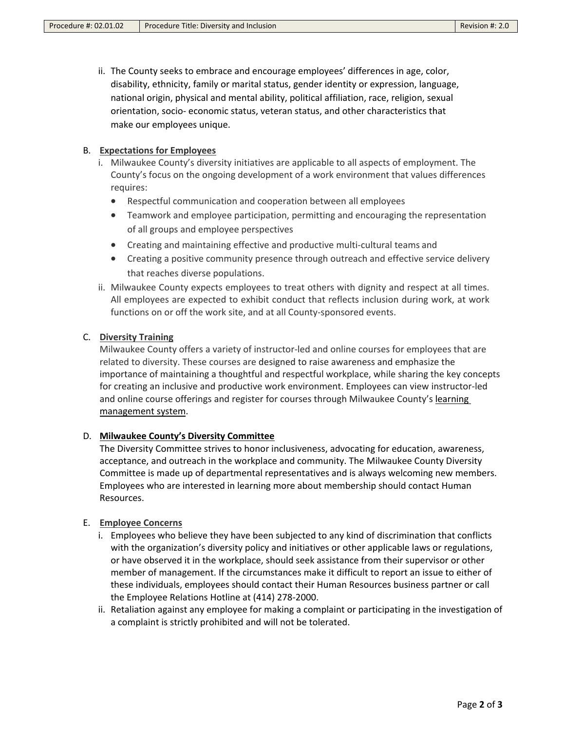ii. The County seeks to embrace and encourage employees' differences in age, color, disability, ethnicity, family or marital status, gender identity or expression, language, national origin, physical and mental ability, political affiliation, race, religion, sexual orientation, socio- economic status, veteran status, and other characteristics that make our employees unique.

B. **Expectations for Employees**

i. Milwaukee County's diversity initiatives are applicable to all aspects of employment. The County's focus on the ongoing development of a work environment that values differences requires:

- Respectful communication and cooperation between all employees
- Teamwork and employee participation, permitting and encouraging the representation of all groups and employee perspectives
- Creating and maintaining effective and productive multi-cultural teams and
- Creating a positive community presence through outreach and effective service delivery that reaches diverse populations.

ii. Milwaukee County expects employees to treat others with dignity and respect at all times. All employees are expected to exhibit conduct that reflects inclusion during work, at work functions on or off the work site, and at all County-sponsored events.

C. **Diversity Training**

Milwaukee County offers a variety of instructor-led and online courses for employees that are related to diversity. These courses are designed to raise awareness and emphasize the importance of maintaining a thoughtful and respectful workplace, while sharing the key concepts for creating an inclusive and productive work environment. Employees can view instructor-led and online course offerings and register for courses through Milwaukee County's learning management system.

D. **Milwaukee County's Diversity Committee**

The Diversity Committee strives to honor inclusiveness, advocating for education, awareness, acceptance, and outreach in the workplace and community. The Milwaukee County Diversity Committee is made up of departmental representatives and is always welcoming new members. Employees who are interested in learning more about membership should contact Human Resources.

E. **Employee Concerns**

i. Employees who believe they have been subjected to any kind of discrimination that conflicts with the organization's diversity policy and initiatives or other applicable laws or regulations, or have observed it in the workplace, should seek assistance from their supervisor or other member of management. If the circumstances make it difficult to report an issue to either of these individuals, employees should contact their Human Resources business partner or call the Employee Relations Hotline at (414) 278-2000.

ii. Retaliation against any employee for making a complaint or participating in the investigation of a complaint is strictly prohibited and will not be tolerated.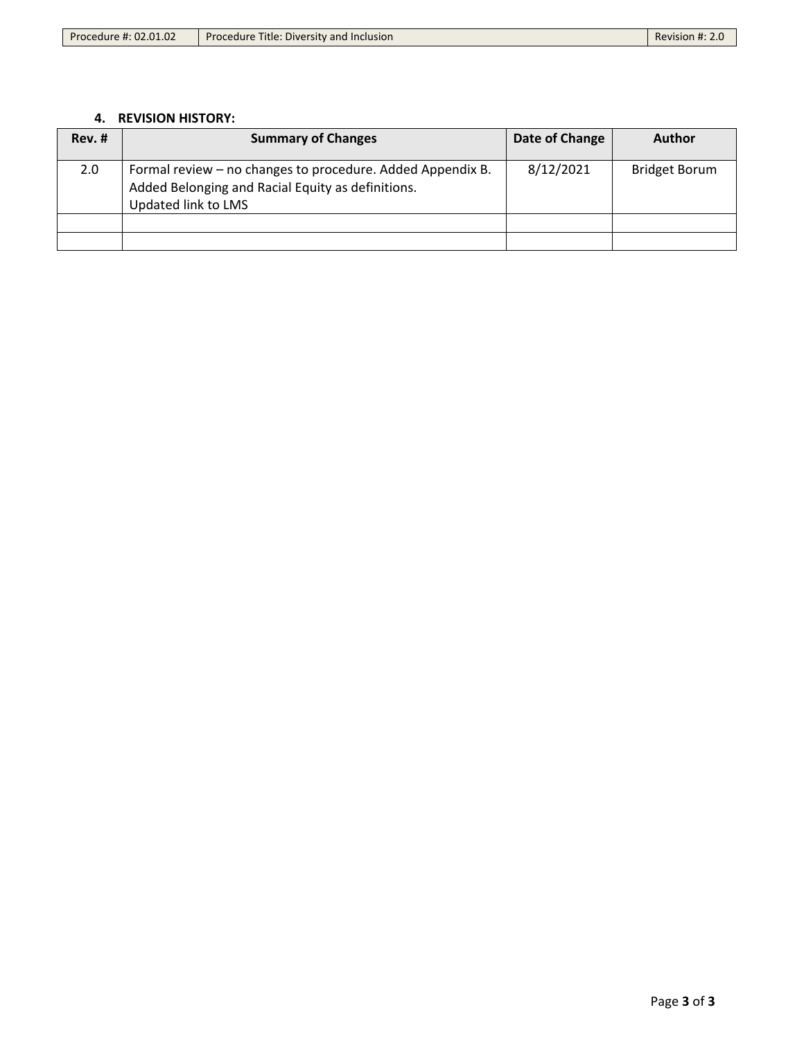## 4. REVISION HISTORY:

| Rev. # | Summary of Changes | Date of Change | Author |
|---|---|---|---|
| 2.0 | Formal review – no changes to procedure. Added Appendix B. Added Belonging and Racial Equity as definitions. Updated link to LMS | 8/12/2021 | Bridget Borum |
| | | | |
| | | | |